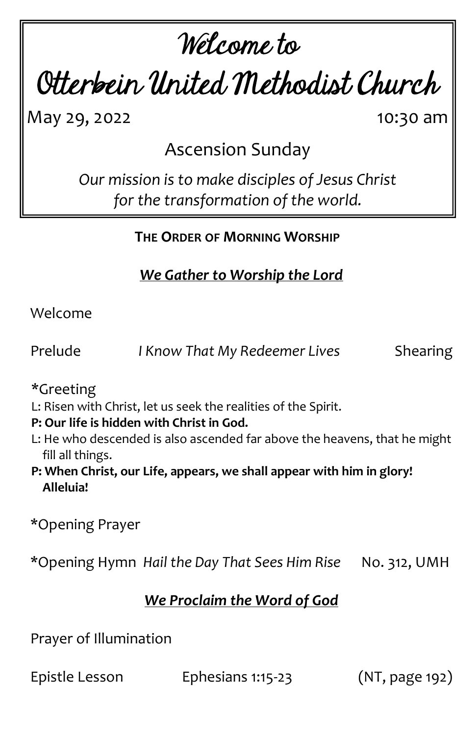# Welcome to
# Otterbein United Methodist Church

May 29, 2022 10:30 am

## Ascension Sunday

*Our mission is to make disciples of Jesus Christ for the transformation of the world.*

### THE ORDER OF MORNING WORSHIP

***We Gather to Worship the Lord***

Welcome

Prelude *I Know That My Redeemer Lives* Shearing

*Greeting

L: Risen with Christ, let us seek the realities of the Spirit.

**P: Our life is hidden with Christ in God.**

L: He who descended is also ascended far above the heavens, that he might fill all things.

**P: When Christ, our Life, appears, we shall appear with him in glory! Alleluia!**

*Opening Prayer

*Opening Hymn *Hail the Day That Sees Him Rise* No. 312, UMH

***We Proclaim the Word of God***

Prayer of Illumination

Epistle Lesson Ephesians 1:15-23 (NT, page 192)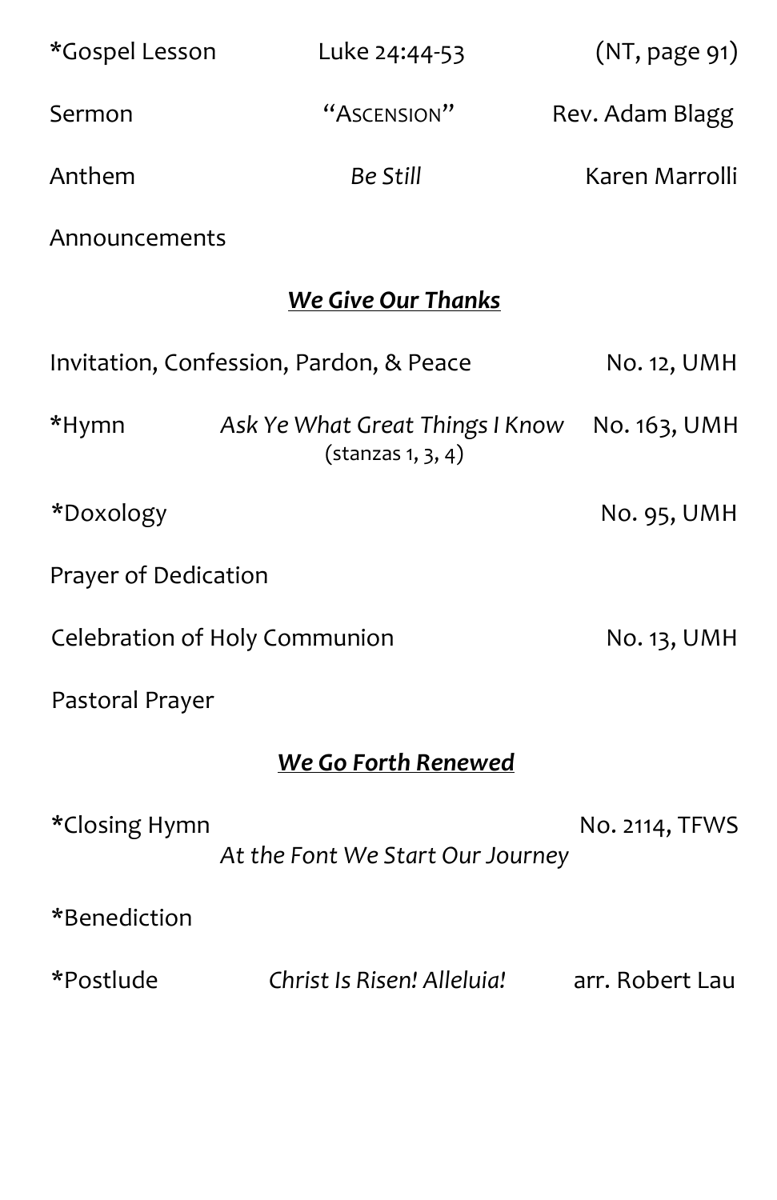*Gospel Lesson Luke 24:44-53 (NT, page 91)

Sermon "Ascension" Rev. Adam Blagg

Anthem *Be Still* Karen Marrolli

Announcements

## ***We Give Our Thanks***

Invitation, Confession, Pardon, & Peace No. 12, UMH

*Hymn *Ask Ye What Great Things I Know* No. 163, UMH
(stanzas 1, 3, 4)

*Doxology No. 95, UMH

Prayer of Dedication

Celebration of Holy Communion No. 13, UMH

Pastoral Prayer

## ***We Go Forth Renewed***

*Closing Hymn No. 2114, TFWS
*At the Font We Start Our Journey*

*Benediction

*Postlude *Christ Is Risen! Alleluia!* arr. Robert Lau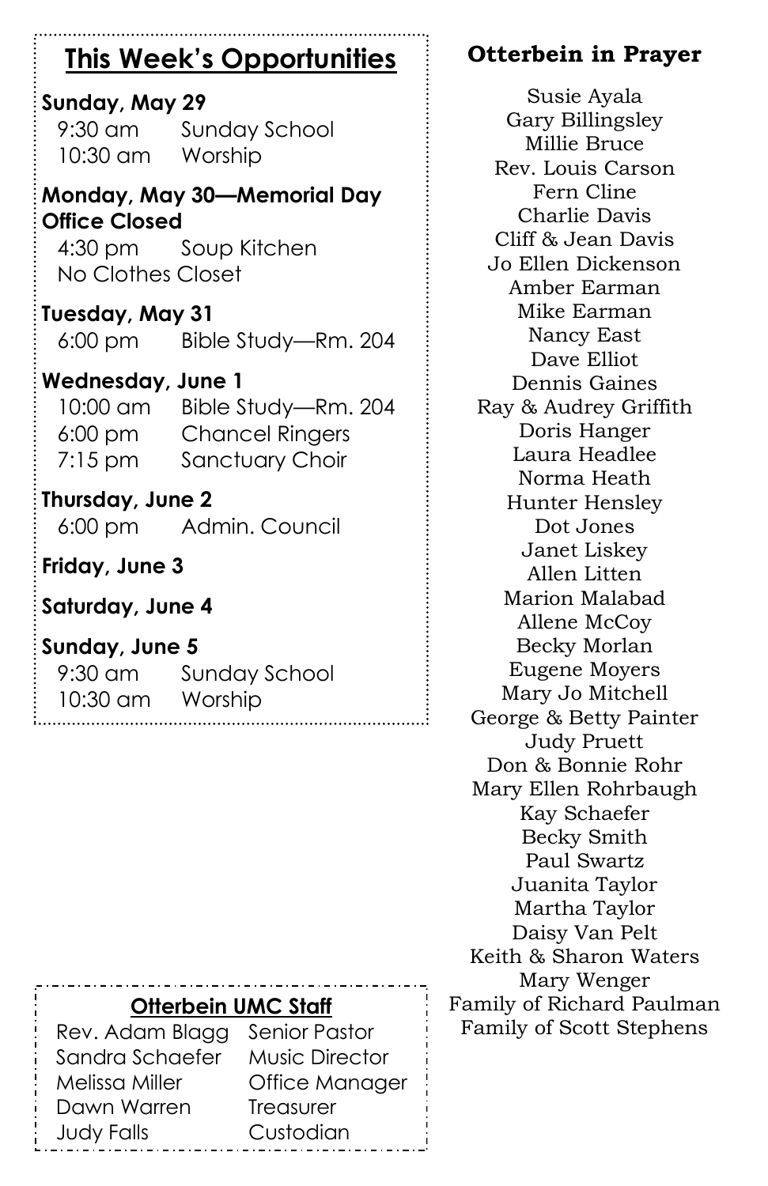## This Week's Opportunities

**Sunday, May 29**

9:30 am Sunday School
10:30 am Worship

**Monday, May 30—Memorial Day**
**Office Closed**

4:30 pm Soup Kitchen
No Clothes Closet

**Tuesday, May 31**

6:00 pm Bible Study—Rm. 204

**Wednesday, June 1**

10:00 am Bible Study—Rm. 204
6:00 pm Chancel Ringers
7:15 pm Sanctuary Choir

**Thursday, June 2**

6:00 pm Admin. Council

**Friday, June 3**

**Saturday, June 4**

**Sunday, June 5**

9:30 am Sunday School
10:30 am Worship

### Otterbein UMC Staff

| | |
|---|---|
| Rev. Adam Blagg | Senior Pastor |
| Sandra Schaefer | Music Director |
| Melissa Miller | Office Manager |
| Dawn Warren | Treasurer |
| Judy Falls | Custodian |

## Otterbein in Prayer

Susie Ayala
Gary Billingsley
Millie Bruce
Rev. Louis Carson
Fern Cline
Charlie Davis
Cliff & Jean Davis
Jo Ellen Dickenson
Amber Earman
Mike Earman
Nancy East
Dave Elliot
Dennis Gaines
Ray & Audrey Griffith
Doris Hanger
Laura Headlee
Norma Heath
Hunter Hensley
Dot Jones
Janet Liskey
Allen Litten
Marion Malabad
Allene McCoy
Becky Morlan
Eugene Moyers
Mary Jo Mitchell
George & Betty Painter
Judy Pruett
Don & Bonnie Rohr
Mary Ellen Rohrbaugh
Kay Schaefer
Becky Smith
Paul Swartz
Juanita Taylor
Martha Taylor
Daisy Van Pelt
Keith & Sharon Waters
Mary Wenger
Family of Richard Paulman
Family of Scott Stephens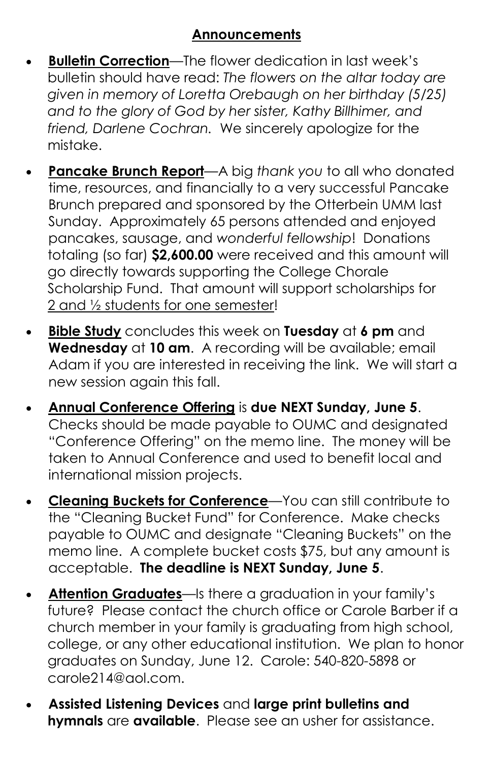## **Announcements**

- **Bulletin Correction**—The flower dedication in last week's bulletin should have read: *The flowers on the altar today are given in memory of Loretta Orebaugh on her birthday (5/25) and to the glory of God by her sister, Kathy Billhimer, and friend, Darlene Cochran.* We sincerely apologize for the mistake.
- **Pancake Brunch Report**—A big *thank you* to all who donated time, resources, and financially to a very successful Pancake Brunch prepared and sponsored by the Otterbein UMM last Sunday. Approximately 65 persons attended and enjoyed pancakes, sausage, and *wonderful fellowship*! Donations totaling (so far) **$2,600.00** were received and this amount will go directly towards supporting the College Chorale Scholarship Fund. That amount will support scholarships for 2 and ½ students for one semester!
- **Bible Study** concludes this week on **Tuesday** at **6 pm** and **Wednesday** at **10 am**. A recording will be available; email Adam if you are interested in receiving the link. We will start a new session again this fall.
- **Annual Conference Offering** is **due NEXT Sunday, June 5**. Checks should be made payable to OUMC and designated "Conference Offering" on the memo line. The money will be taken to Annual Conference and used to benefit local and international mission projects.
- **Cleaning Buckets for Conference**—You can still contribute to the "Cleaning Bucket Fund" for Conference. Make checks payable to OUMC and designate "Cleaning Buckets" on the memo line. A complete bucket costs $75, but any amount is acceptable. **The deadline is NEXT Sunday, June 5**.
- **Attention Graduates**—Is there a graduation in your family's future? Please contact the church office or Carole Barber if a church member in your family is graduating from high school, college, or any other educational institution. We plan to honor graduates on Sunday, June 12. Carole: 540-820-5898 or carole214@aol.com.
- **Assisted Listening Devices** and **large print bulletins and hymnals** are **available**. Please see an usher for assistance.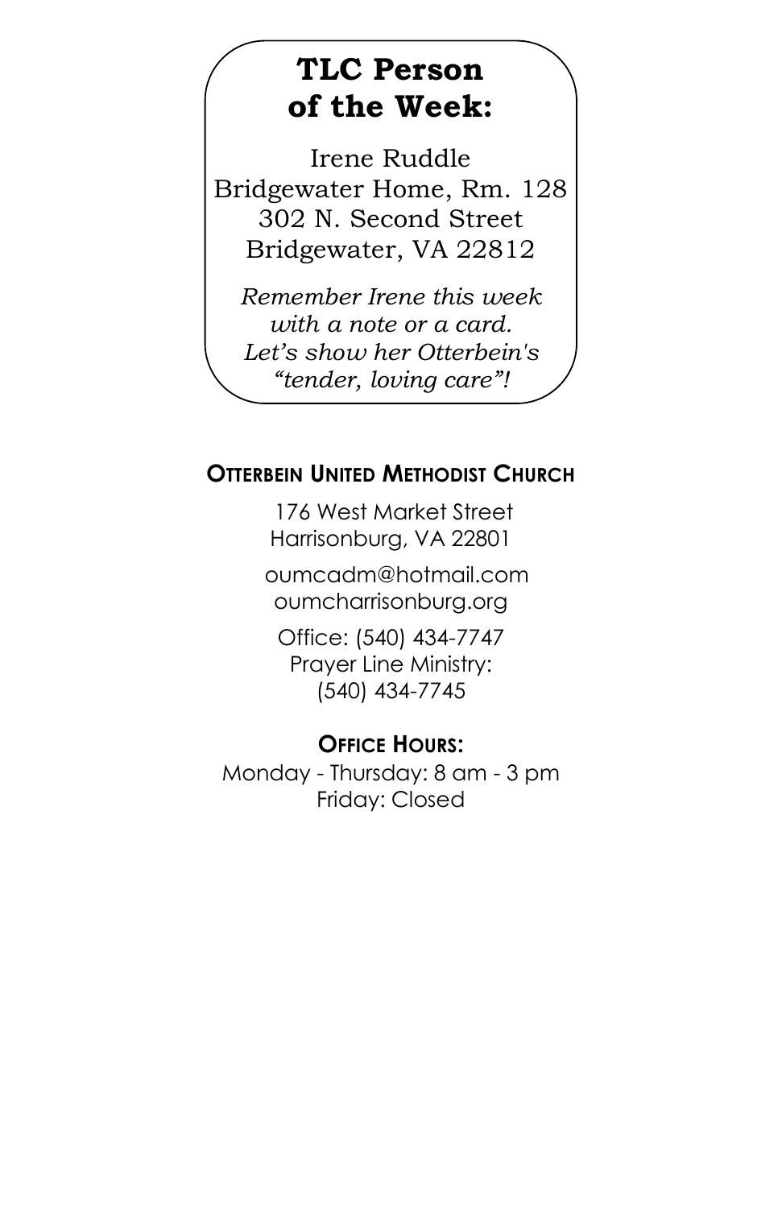## TLC Person of the Week:

Irene Ruddle
Bridgewater Home, Rm. 128
302 N. Second Street
Bridgewater, VA 22812

*Remember Irene this week with a note or a card. Let's show her Otterbein's "tender, loving care"!*

**OTTERBEIN UNITED METHODIST CHURCH**

176 West Market Street
Harrisonburg, VA 22801

oumcadm@hotmail.com
oumcharrisonburg.org

Office: (540) 434-7747
Prayer Line Ministry:
(540) 434-7745

**OFFICE HOURS:**

Monday - Thursday: 8 am - 3 pm
Friday: Closed